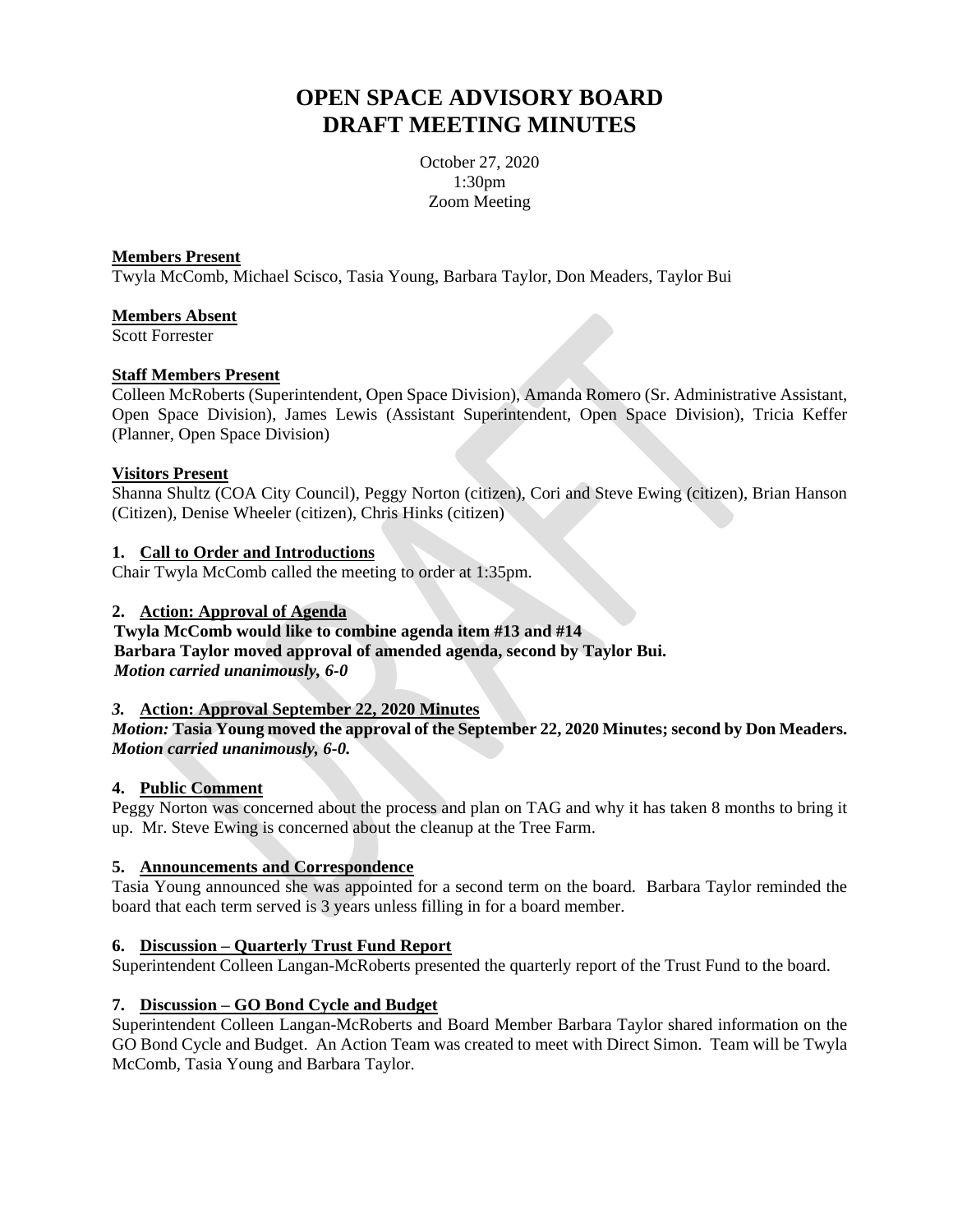# OPEN SPACE ADVISORY BOARD
# DRAFT MEETING MINUTES

October 27, 2020
1:30pm
Zoom Meeting

**Members Present**
Twyla McComb, Michael Scisco, Tasia Young, Barbara Taylor, Don Meaders, Taylor Bui

**Members Absent**
Scott Forrester

**Staff Members Present**
Colleen McRoberts (Superintendent, Open Space Division), Amanda Romero (Sr. Administrative Assistant, Open Space Division), James Lewis (Assistant Superintendent, Open Space Division), Tricia Keffer (Planner, Open Space Division)

**Visitors Present**
Shanna Shultz (COA City Council), Peggy Norton (citizen), Cori and Steve Ewing (citizen), Brian Hanson (Citizen), Denise Wheeler (citizen), Chris Hinks (citizen)

**1. Call to Order and Introductions**
Chair Twyla McComb called the meeting to order at 1:35pm.

**2. Action: Approval of Agenda**
**Twyla McComb would like to combine agenda item #13 and #14**
**Barbara Taylor moved approval of amended agenda, second by Taylor Bui.**
***Motion carried unanimously, 6-0***

***3.* Action: Approval September 22, 2020 Minutes**
***Motion:* Tasia Young moved the approval of the September 22, 2020 Minutes; second by Don Meaders.**
***Motion carried unanimously, 6-0.***

**4. Public Comment**
Peggy Norton was concerned about the process and plan on TAG and why it has taken 8 months to bring it up. Mr. Steve Ewing is concerned about the cleanup at the Tree Farm.

**5. Announcements and Correspondence**
Tasia Young announced she was appointed for a second term on the board. Barbara Taylor reminded the board that each term served is 3 years unless filling in for a board member.

**6. Discussion – Quarterly Trust Fund Report**
Superintendent Colleen Langan-McRoberts presented the quarterly report of the Trust Fund to the board.

**7. Discussion – GO Bond Cycle and Budget**
Superintendent Colleen Langan-McRoberts and Board Member Barbara Taylor shared information on the GO Bond Cycle and Budget. An Action Team was created to meet with Direct Simon. Team will be Twyla McComb, Tasia Young and Barbara Taylor.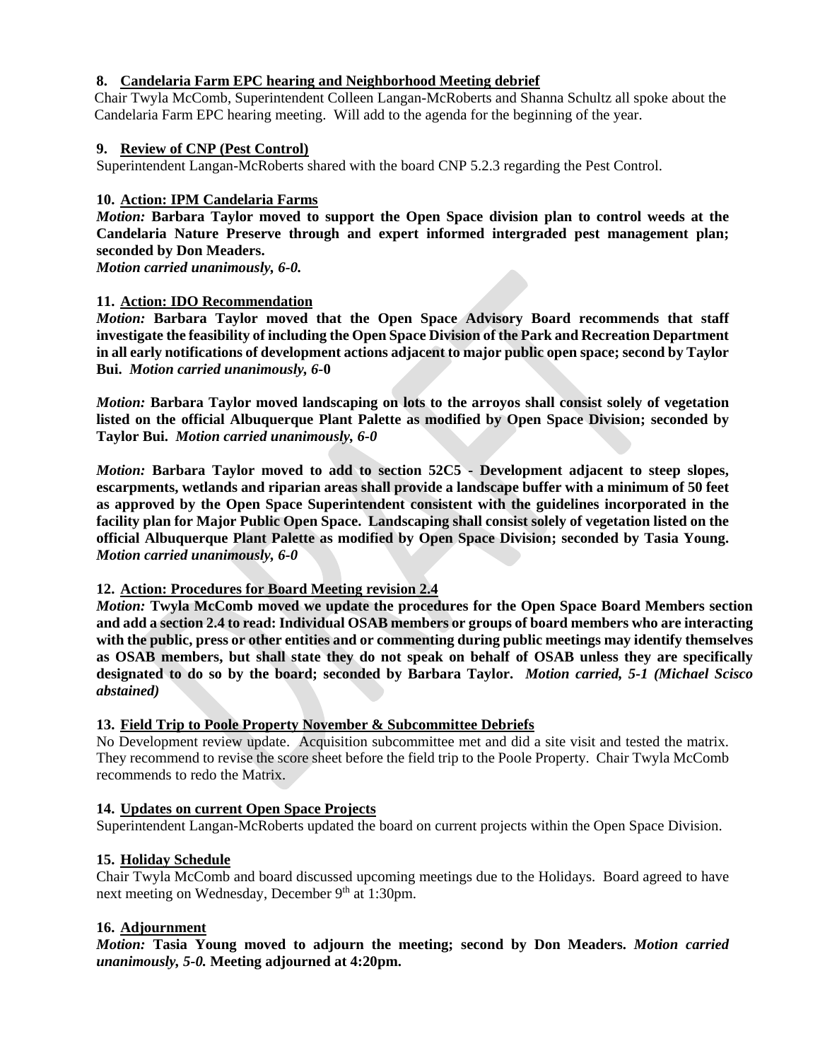**8. Candelaria Farm EPC hearing and Neighborhood Meeting debrief**

Chair Twyla McComb, Superintendent Colleen Langan-McRoberts and Shanna Schultz all spoke about the Candelaria Farm EPC hearing meeting. Will add to the agenda for the beginning of the year.

**9. Review of CNP (Pest Control)**

Superintendent Langan-McRoberts shared with the board CNP 5.2.3 regarding the Pest Control.

**10. Action: IPM Candelaria Farms**

*Motion:* **Barbara Taylor moved to support the Open Space division plan to control weeds at the Candelaria Nature Preserve through and expert informed intergraded pest management plan; seconded by Don Meaders.**
***Motion carried unanimously, 6-0.***

**11. Action: IDO Recommendation**

*Motion:* **Barbara Taylor moved that the Open Space Advisory Board recommends that staff investigate the feasibility of including the Open Space Division of the Park and Recreation Department in all early notifications of development actions adjacent to major public open space; second by Taylor Bui.** ***Motion carried unanimously, 6*-0**

*Motion:* **Barbara Taylor moved landscaping on lots to the arroyos shall consist solely of vegetation listed on the official Albuquerque Plant Palette as modified by Open Space Division; seconded by Taylor Bui.** ***Motion carried unanimously, 6-0***

*Motion:* **Barbara Taylor moved to add to section 52C5 - Development adjacent to steep slopes, escarpments, wetlands and riparian areas shall provide a landscape buffer with a minimum of 50 feet as approved by the Open Space Superintendent consistent with the guidelines incorporated in the facility plan for Major Public Open Space. Landscaping shall consist solely of vegetation listed on the official Albuquerque Plant Palette as modified by Open Space Division; seconded by Tasia Young.** ***Motion carried unanimously, 6-0***

**12. Action: Procedures for Board Meeting revision 2.4**

*Motion:* **Twyla McComb moved we update the procedures for the Open Space Board Members section and add a section 2.4 to read: Individual OSAB members or groups of board members who are interacting with the public, press or other entities and or commenting during public meetings may identify themselves as OSAB members, but shall state they do not speak on behalf of OSAB unless they are specifically designated to do so by the board; seconded by Barbara Taylor.** ***Motion carried, 5-1 (Michael Scisco abstained)***

**13. Field Trip to Poole Property November & Subcommittee Debriefs**

No Development review update. Acquisition subcommittee met and did a site visit and tested the matrix. They recommend to revise the score sheet before the field trip to the Poole Property. Chair Twyla McComb recommends to redo the Matrix.

**14. Updates on current Open Space Projects**

Superintendent Langan-McRoberts updated the board on current projects within the Open Space Division.

**15. Holiday Schedule**

Chair Twyla McComb and board discussed upcoming meetings due to the Holidays. Board agreed to have next meeting on Wednesday, December 9th at 1:30pm.

**16. Adjournment**

*Motion:* **Tasia Young moved to adjourn the meeting; second by Don Meaders.** ***Motion carried unanimously, 5-0.*** **Meeting adjourned at 4:20pm.**